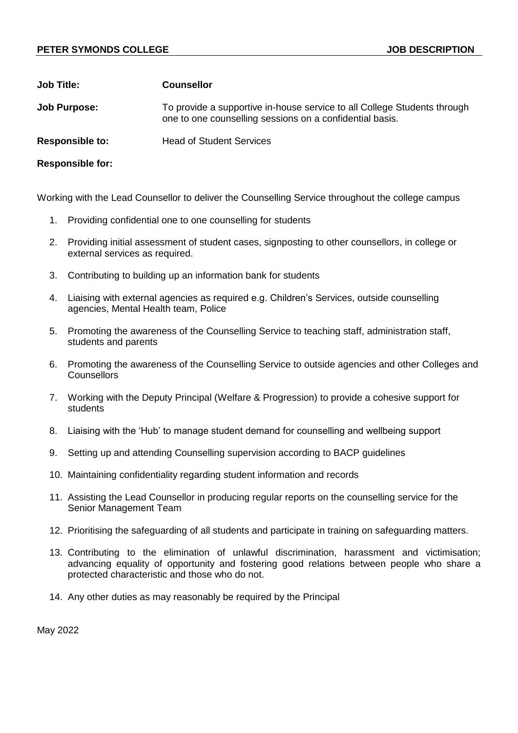**PETER SYMONDS COLLEGE** **JOB DESCRIPTION**

**Job Title:** **Counsellor**

**Job Purpose:** To provide a supportive in-house service to all College Students through one to one counselling sessions on a confidential basis.

**Responsible to:** Head of Student Services

**Responsible for:**

Working with the Lead Counsellor to deliver the Counselling Service throughout the college campus

1. Providing confidential one to one counselling for students
2. Providing initial assessment of student cases, signposting to other counsellors, in college or external services as required.
3. Contributing to building up an information bank for students
4. Liaising with external agencies as required e.g. Children's Services, outside counselling agencies, Mental Health team, Police
5. Promoting the awareness of the Counselling Service to teaching staff, administration staff, students and parents
6. Promoting the awareness of the Counselling Service to outside agencies and other Colleges and Counsellors
7. Working with the Deputy Principal (Welfare & Progression) to provide a cohesive support for students
8. Liaising with the 'Hub' to manage student demand for counselling and wellbeing support
9. Setting up and attending Counselling supervision according to BACP guidelines
10. Maintaining confidentiality regarding student information and records
11. Assisting the Lead Counsellor in producing regular reports on the counselling service for the Senior Management Team
12. Prioritising the safeguarding of all students and participate in training on safeguarding matters.
13. Contributing to the elimination of unlawful discrimination, harassment and victimisation; advancing equality of opportunity and fostering good relations between people who share a protected characteristic and those who do not.
14. Any other duties as may reasonably be required by the Principal

May 2022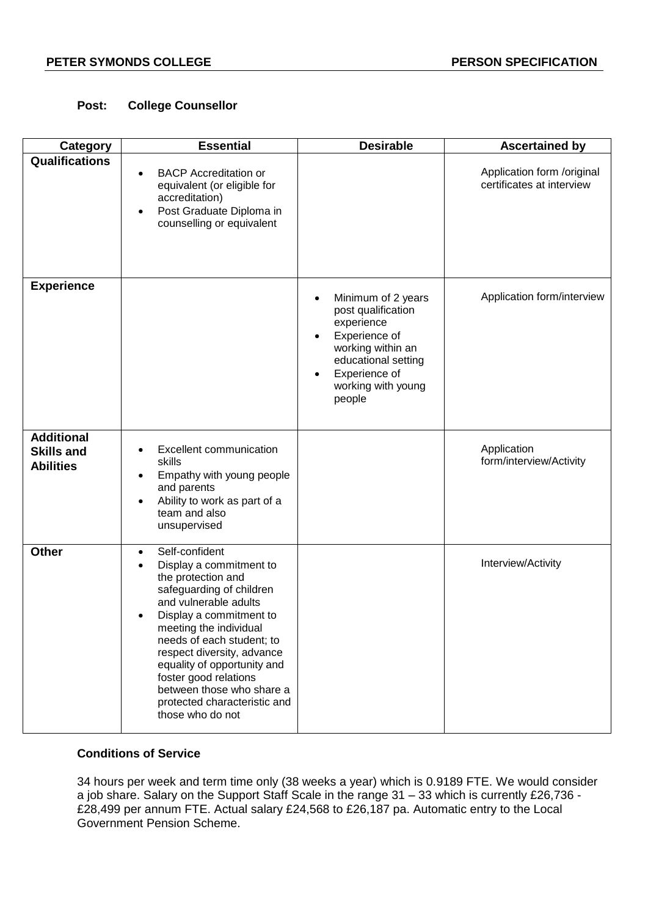**PETER SYMONDS COLLEGE** **PERSON SPECIFICATION**

**Post: College Counsellor**

| Category | Essential | Desirable | Ascertained by |
|---|---|---|---|
| **Qualifications** | • BACP Accreditation or equivalent (or eligible for accreditation)<br>• Post Graduate Diploma in counselling or equivalent | | Application form /original certificates at interview |
| **Experience** | | • Minimum of 2 years post qualification experience<br>• Experience of working within an educational setting<br>• Experience of working with young people | Application form/interview |
| **Additional Skills and Abilities** | • Excellent communication skills<br>• Empathy with young people and parents<br>• Ability to work as part of a team and also unsupervised | | Application form/interview/Activity |
| **Other** | • Self-confident<br>• Display a commitment to the protection and safeguarding of children and vulnerable adults<br>• Display a commitment to meeting the individual needs of each student; to respect diversity, advance equality of opportunity and foster good relations between those who share a protected characteristic and those who do not | | Interview/Activity |

**Conditions of Service**

34 hours per week and term time only (38 weeks a year) which is 0.9189 FTE. We would consider a job share. Salary on the Support Staff Scale in the range 31 – 33 which is currently £26,736 - £28,499 per annum FTE. Actual salary £24,568 to £26,187 pa. Automatic entry to the Local Government Pension Scheme.